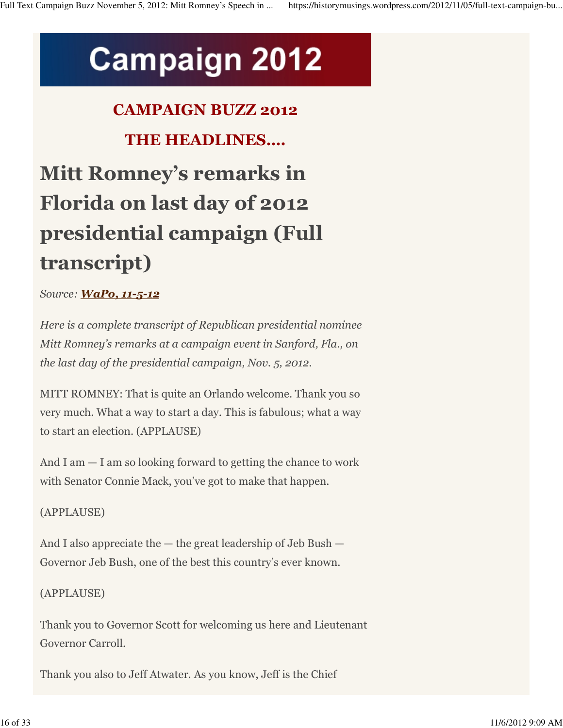# Campaign 2012

## CAMPAIGN BUZZ 2012

## THE HEADLINES….

# Mitt Romney's remarks in Florida on last day of 2012 presidential campaign (Full transcript)

*Source: **WaPo, 11-5-12***

*Here is a complete transcript of Republican presidential nominee Mitt Romney's remarks at a campaign event in Sanford, Fla., on the last day of the presidential campaign, Nov. 5, 2012.*

MITT ROMNEY: That is quite an Orlando welcome. Thank you so very much. What a way to start a day. This is fabulous; what a way to start an election. (APPLAUSE)

And I am — I am so looking forward to getting the chance to work with Senator Connie Mack, you've got to make that happen.

(APPLAUSE)

And I also appreciate the — the great leadership of Jeb Bush — Governor Jeb Bush, one of the best this country's ever known.

(APPLAUSE)

Thank you to Governor Scott for welcoming us here and Lieutenant Governor Carroll.

Thank you also to Jeff Atwater. As you know, Jeff is the Chief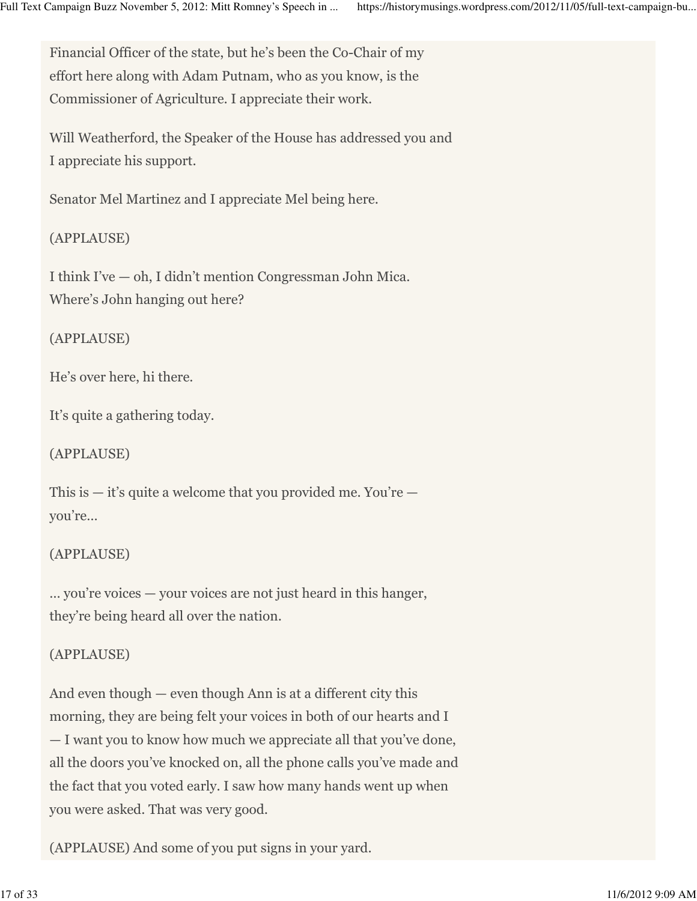Financial Officer of the state, but he's been the Co-Chair of my effort here along with Adam Putnam, who as you know, is the Commissioner of Agriculture. I appreciate their work.

Will Weatherford, the Speaker of the House has addressed you and I appreciate his support.

Senator Mel Martinez and I appreciate Mel being here.

(APPLAUSE)

I think I've — oh, I didn't mention Congressman John Mica. Where's John hanging out here?

(APPLAUSE)

He's over here, hi there.

It's quite a gathering today.

(APPLAUSE)

This is — it's quite a welcome that you provided me. You're — you're…

(APPLAUSE)

… you're voices — your voices are not just heard in this hanger, they're being heard all over the nation.

(APPLAUSE)

And even though — even though Ann is at a different city this morning, they are being felt your voices in both of our hearts and I — I want you to know how much we appreciate all that you've done, all the doors you've knocked on, all the phone calls you've made and the fact that you voted early. I saw how many hands went up when you were asked. That was very good.

(APPLAUSE) And some of you put signs in your yard.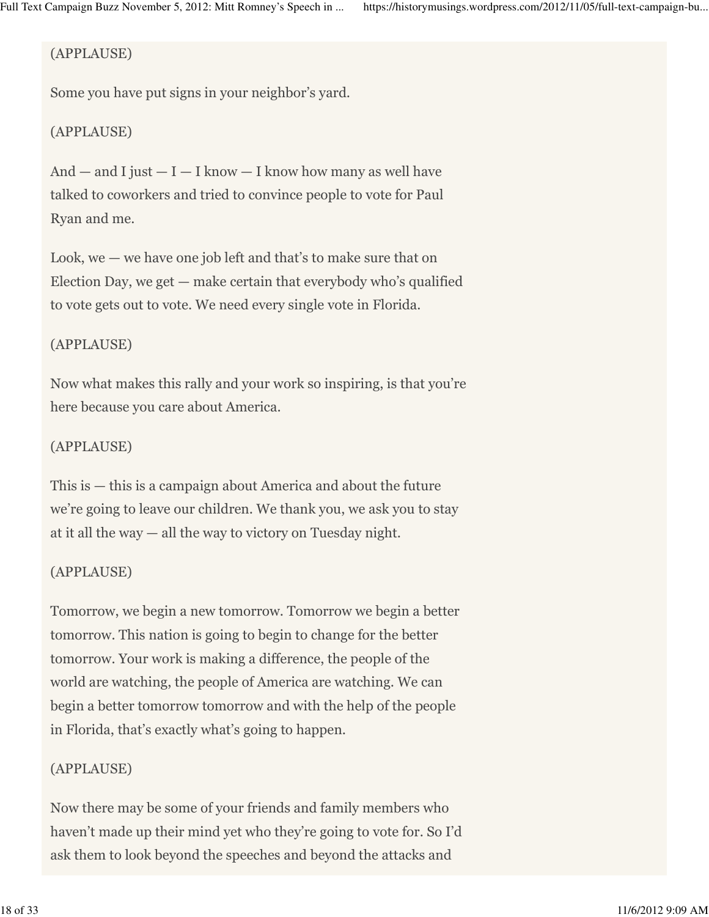(APPLAUSE)

Some you have put signs in your neighbor's yard.

(APPLAUSE)

And — and I just — I — I know — I know how many as well have talked to coworkers and tried to convince people to vote for Paul Ryan and me.

Look, we — we have one job left and that's to make sure that on Election Day, we get — make certain that everybody who's qualified to vote gets out to vote. We need every single vote in Florida.

(APPLAUSE)

Now what makes this rally and your work so inspiring, is that you're here because you care about America.

(APPLAUSE)

This is — this is a campaign about America and about the future we're going to leave our children. We thank you, we ask you to stay at it all the way — all the way to victory on Tuesday night.

(APPLAUSE)

Tomorrow, we begin a new tomorrow. Tomorrow we begin a better tomorrow. This nation is going to begin to change for the better tomorrow. Your work is making a difference, the people of the world are watching, the people of America are watching. We can begin a better tomorrow tomorrow and with the help of the people in Florida, that's exactly what's going to happen.

(APPLAUSE)

Now there may be some of your friends and family members who haven't made up their mind yet who they're going to vote for. So I'd ask them to look beyond the speeches and beyond the attacks and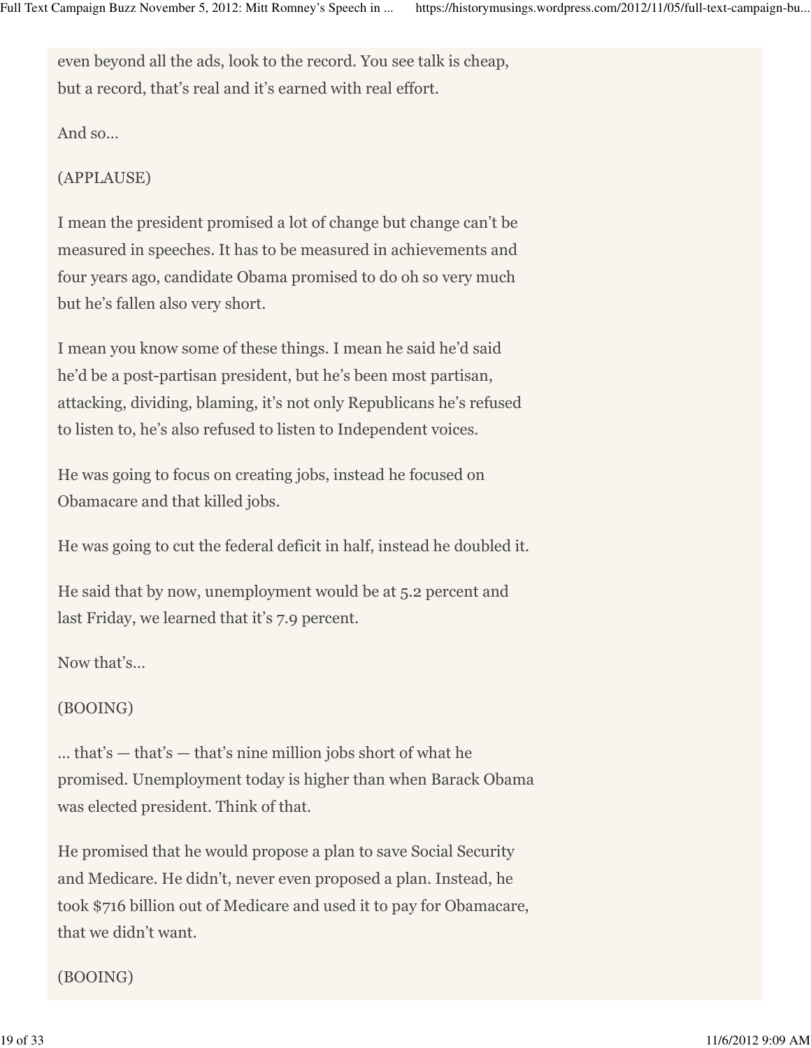even beyond all the ads, look to the record. You see talk is cheap, but a record, that's real and it's earned with real effort.

And so…

(APPLAUSE)

I mean the president promised a lot of change but change can't be measured in speeches. It has to be measured in achievements and four years ago, candidate Obama promised to do oh so very much but he's fallen also very short.

I mean you know some of these things. I mean he said he'd said he'd be a post-partisan president, but he's been most partisan, attacking, dividing, blaming, it's not only Republicans he's refused to listen to, he's also refused to listen to Independent voices.

He was going to focus on creating jobs, instead he focused on Obamacare and that killed jobs.

He was going to cut the federal deficit in half, instead he doubled it.

He said that by now, unemployment would be at 5.2 percent and last Friday, we learned that it's 7.9 percent.

Now that's…

(BOOING)

… that's — that's — that's nine million jobs short of what he promised. Unemployment today is higher than when Barack Obama was elected president. Think of that.

He promised that he would propose a plan to save Social Security and Medicare. He didn't, never even proposed a plan. Instead, he took $716 billion out of Medicare and used it to pay for Obamacare, that we didn't want.

(BOOING)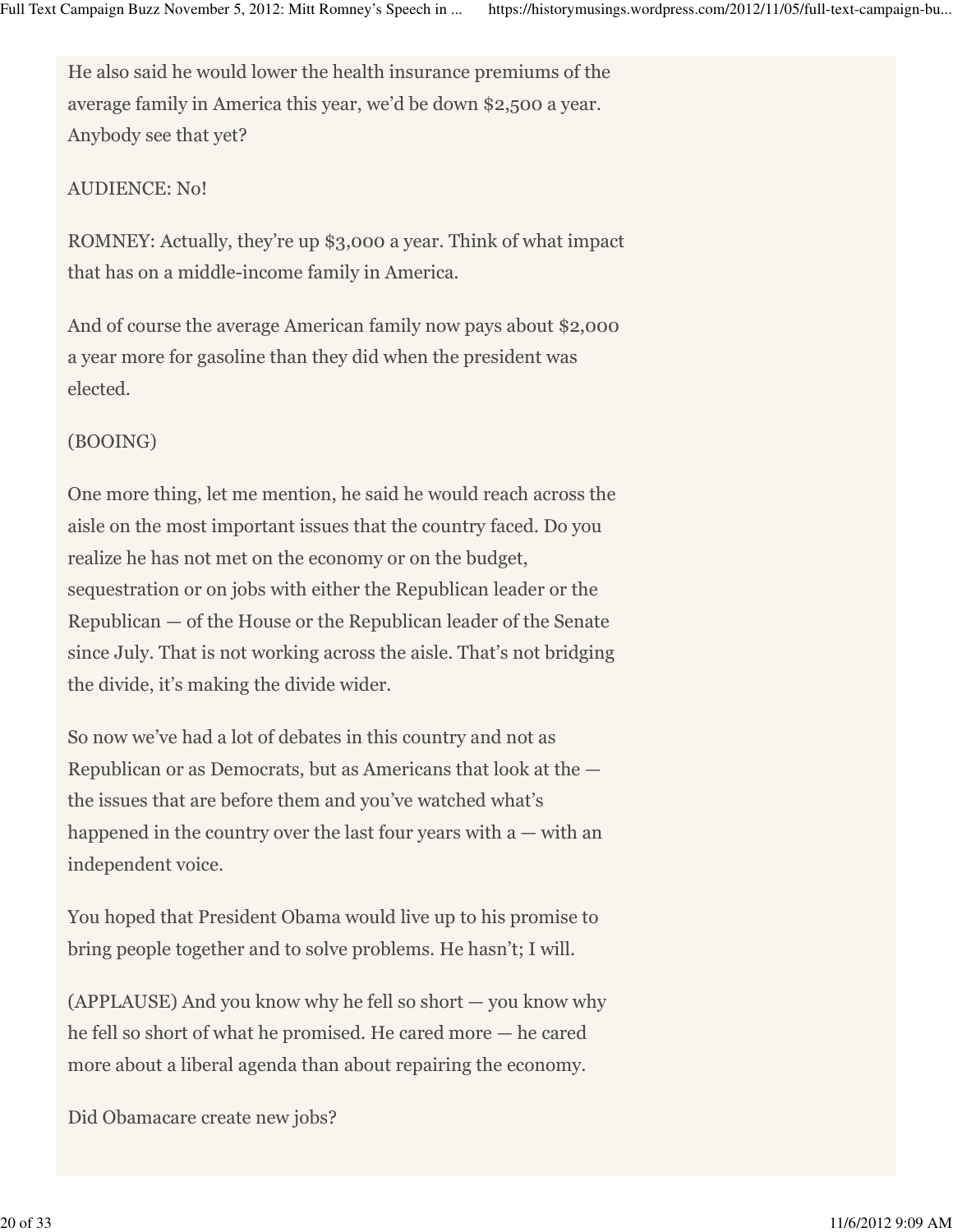He also said he would lower the health insurance premiums of the average family in America this year, we'd be down $2,500 a year. Anybody see that yet?

AUDIENCE: No!

ROMNEY: Actually, they're up $3,000 a year. Think of what impact that has on a middle-income family in America.

And of course the average American family now pays about $2,000 a year more for gasoline than they did when the president was elected.

(BOOING)

One more thing, let me mention, he said he would reach across the aisle on the most important issues that the country faced. Do you realize he has not met on the economy or on the budget, sequestration or on jobs with either the Republican leader or the Republican — of the House or the Republican leader of the Senate since July. That is not working across the aisle. That's not bridging the divide, it's making the divide wider.

So now we've had a lot of debates in this country and not as Republican or as Democrats, but as Americans that look at the — the issues that are before them and you've watched what's happened in the country over the last four years with a — with an independent voice.

You hoped that President Obama would live up to his promise to bring people together and to solve problems. He hasn't; I will.

(APPLAUSE) And you know why he fell so short — you know why he fell so short of what he promised. He cared more — he cared more about a liberal agenda than about repairing the economy.

Did Obamacare create new jobs?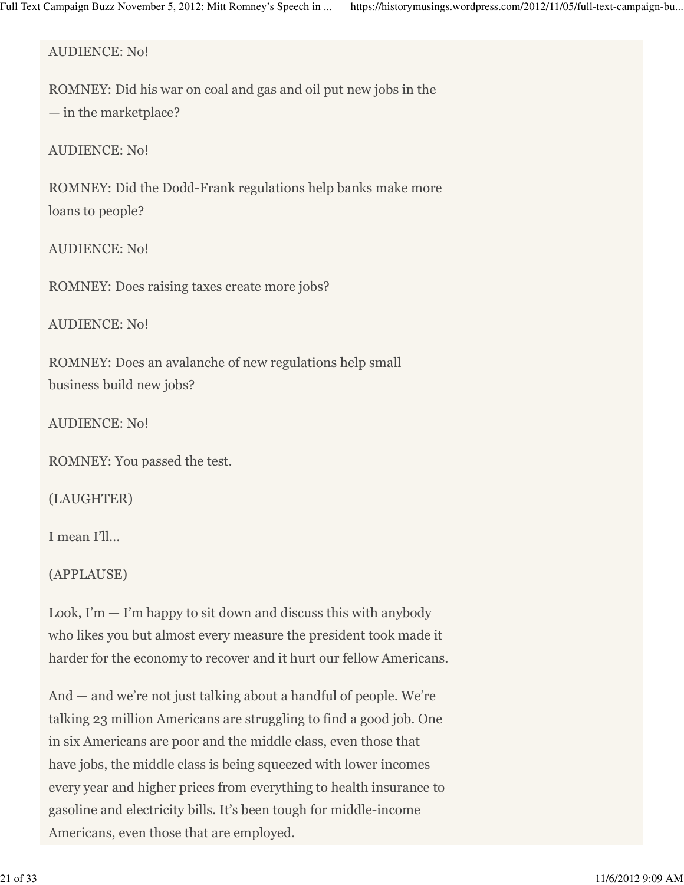AUDIENCE: No!

ROMNEY: Did his war on coal and gas and oil put new jobs in the — in the marketplace?

AUDIENCE: No!

ROMNEY: Did the Dodd-Frank regulations help banks make more loans to people?

AUDIENCE: No!

ROMNEY: Does raising taxes create more jobs?

AUDIENCE: No!

ROMNEY: Does an avalanche of new regulations help small business build new jobs?

AUDIENCE: No!

ROMNEY: You passed the test.

(LAUGHTER)

I mean I'll...

(APPLAUSE)

Look, I'm — I'm happy to sit down and discuss this with anybody who likes you but almost every measure the president took made it harder for the economy to recover and it hurt our fellow Americans.

And — and we're not just talking about a handful of people. We're talking 23 million Americans are struggling to find a good job. One in six Americans are poor and the middle class, even those that have jobs, the middle class is being squeezed with lower incomes every year and higher prices from everything to health insurance to gasoline and electricity bills. It's been tough for middle-income Americans, even those that are employed.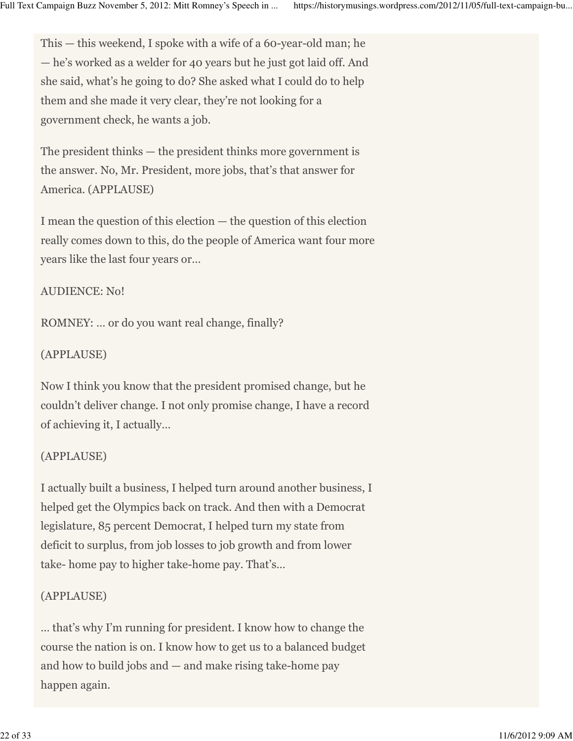This — this weekend, I spoke with a wife of a 60-year-old man; he — he's worked as a welder for 40 years but he just got laid off. And she said, what's he going to do? She asked what I could do to help them and she made it very clear, they're not looking for a government check, he wants a job.

The president thinks — the president thinks more government is the answer. No, Mr. President, more jobs, that's that answer for America. (APPLAUSE)

I mean the question of this election — the question of this election really comes down to this, do the people of America want four more years like the last four years or…

AUDIENCE: No!

ROMNEY: … or do you want real change, finally?

(APPLAUSE)

Now I think you know that the president promised change, but he couldn't deliver change. I not only promise change, I have a record of achieving it, I actually…

(APPLAUSE)

I actually built a business, I helped turn around another business, I helped get the Olympics back on track. And then with a Democrat legislature, 85 percent Democrat, I helped turn my state from deficit to surplus, from job losses to job growth and from lower take- home pay to higher take-home pay. That's…

(APPLAUSE)

… that's why I'm running for president. I know how to change the course the nation is on. I know how to get us to a balanced budget and how to build jobs and — and make rising take-home pay happen again.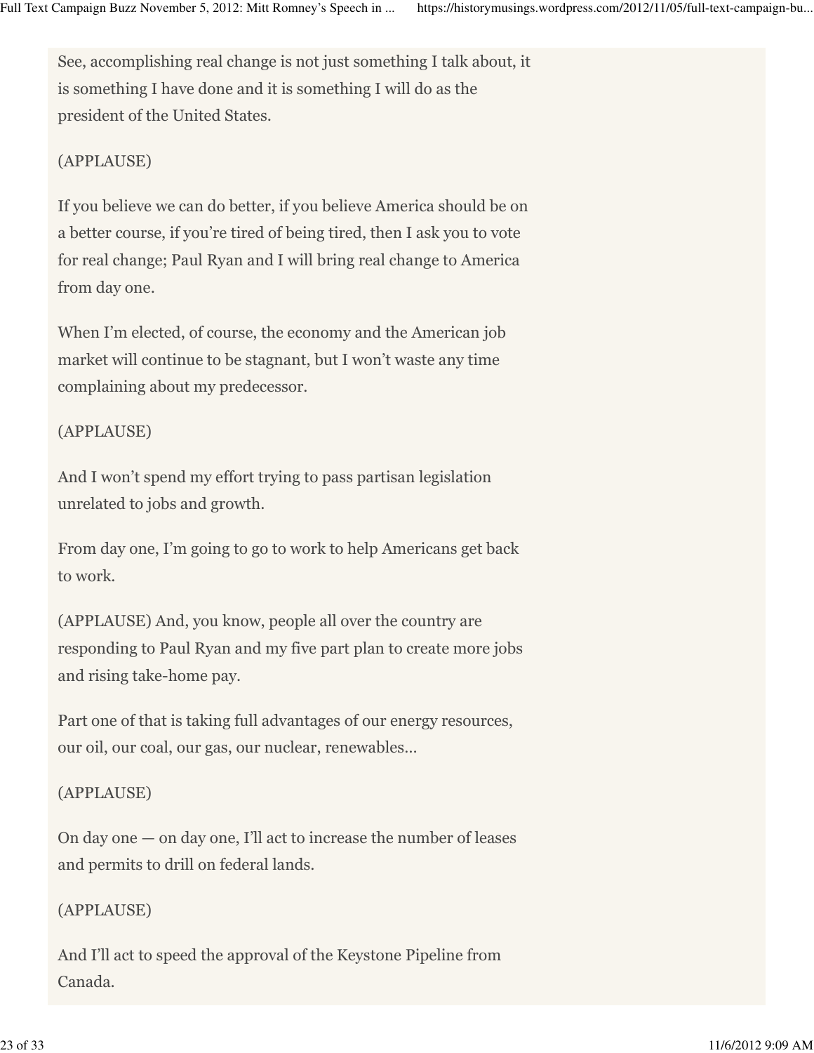See, accomplishing real change is not just something I talk about, it is something I have done and it is something I will do as the president of the United States.

(APPLAUSE)

If you believe we can do better, if you believe America should be on a better course, if you're tired of being tired, then I ask you to vote for real change; Paul Ryan and I will bring real change to America from day one.

When I'm elected, of course, the economy and the American job market will continue to be stagnant, but I won't waste any time complaining about my predecessor.

(APPLAUSE)

And I won't spend my effort trying to pass partisan legislation unrelated to jobs and growth.

From day one, I'm going to go to work to help Americans get back to work.

(APPLAUSE) And, you know, people all over the country are responding to Paul Ryan and my five part plan to create more jobs and rising take-home pay.

Part one of that is taking full advantages of our energy resources, our oil, our coal, our gas, our nuclear, renewables…

(APPLAUSE)

On day one — on day one, I'll act to increase the number of leases and permits to drill on federal lands.

(APPLAUSE)

And I'll act to speed the approval of the Keystone Pipeline from Canada.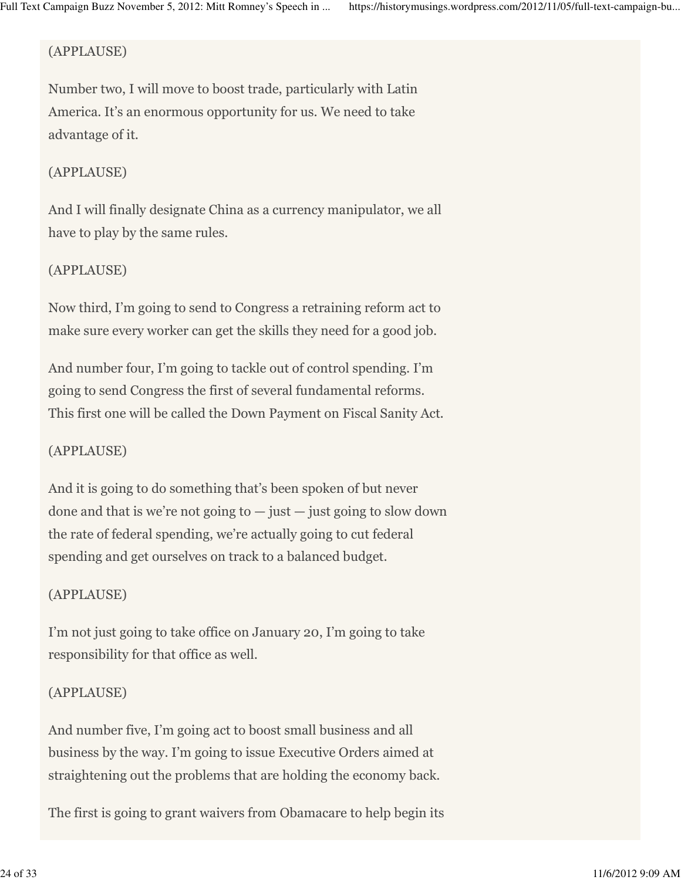(APPLAUSE)

Number two, I will move to boost trade, particularly with Latin America. It's an enormous opportunity for us. We need to take advantage of it.

(APPLAUSE)

And I will finally designate China as a currency manipulator, we all have to play by the same rules.

(APPLAUSE)

Now third, I'm going to send to Congress a retraining reform act to make sure every worker can get the skills they need for a good job.

And number four, I'm going to tackle out of control spending. I'm going to send Congress the first of several fundamental reforms. This first one will be called the Down Payment on Fiscal Sanity Act.

(APPLAUSE)

And it is going to do something that's been spoken of but never done and that is we're not going to — just — just going to slow down the rate of federal spending, we're actually going to cut federal spending and get ourselves on track to a balanced budget.

(APPLAUSE)

I'm not just going to take office on January 20, I'm going to take responsibility for that office as well.

(APPLAUSE)

And number five, I'm going act to boost small business and all business by the way. I'm going to issue Executive Orders aimed at straightening out the problems that are holding the economy back.

The first is going to grant waivers from Obamacare to help begin its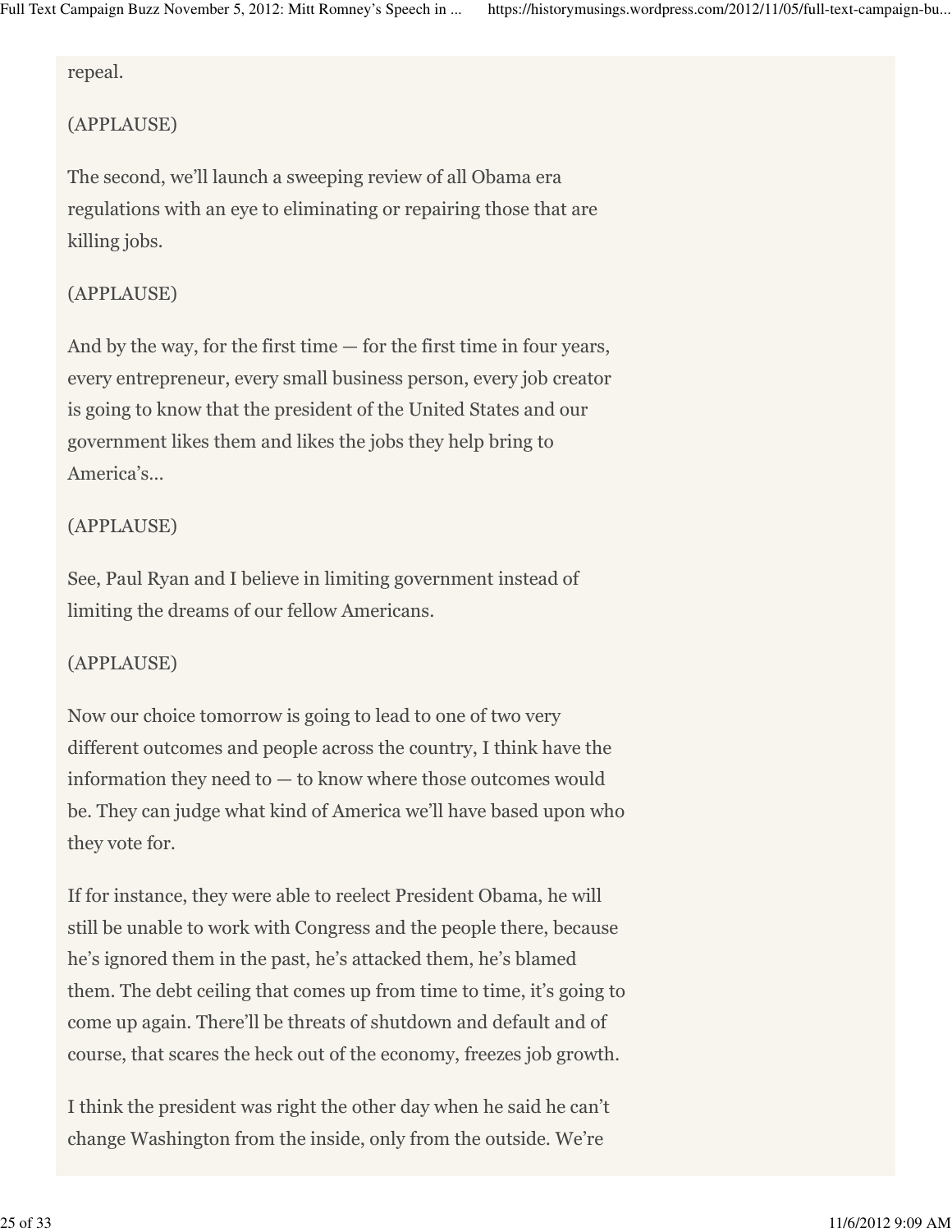repeal.

(APPLAUSE)

The second, we'll launch a sweeping review of all Obama era regulations with an eye to eliminating or repairing those that are killing jobs.

(APPLAUSE)

And by the way, for the first time — for the first time in four years, every entrepreneur, every small business person, every job creator is going to know that the president of the United States and our government likes them and likes the jobs they help bring to America's…

(APPLAUSE)

See, Paul Ryan and I believe in limiting government instead of limiting the dreams of our fellow Americans.

(APPLAUSE)

Now our choice tomorrow is going to lead to one of two very different outcomes and people across the country, I think have the information they need to — to know where those outcomes would be. They can judge what kind of America we'll have based upon who they vote for.

If for instance, they were able to reelect President Obama, he will still be unable to work with Congress and the people there, because he's ignored them in the past, he's attacked them, he's blamed them. The debt ceiling that comes up from time to time, it's going to come up again. There'll be threats of shutdown and default and of course, that scares the heck out of the economy, freezes job growth.

I think the president was right the other day when he said he can't change Washington from the inside, only from the outside. We're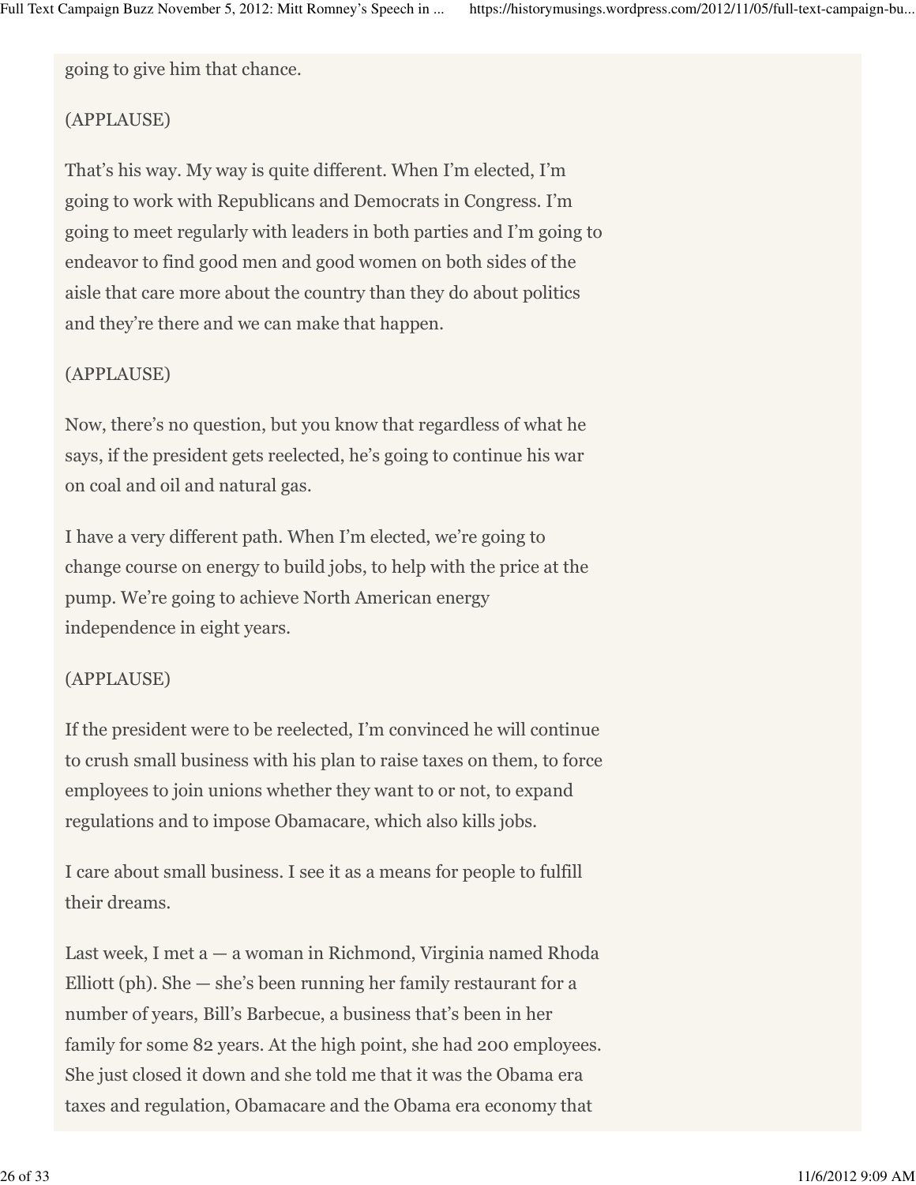going to give him that chance.

(APPLAUSE)

That's his way. My way is quite different. When I'm elected, I'm going to work with Republicans and Democrats in Congress. I'm going to meet regularly with leaders in both parties and I'm going to endeavor to find good men and good women on both sides of the aisle that care more about the country than they do about politics and they're there and we can make that happen.

(APPLAUSE)

Now, there's no question, but you know that regardless of what he says, if the president gets reelected, he's going to continue his war on coal and oil and natural gas.

I have a very different path. When I'm elected, we're going to change course on energy to build jobs, to help with the price at the pump. We're going to achieve North American energy independence in eight years.

(APPLAUSE)

If the president were to be reelected, I'm convinced he will continue to crush small business with his plan to raise taxes on them, to force employees to join unions whether they want to or not, to expand regulations and to impose Obamacare, which also kills jobs.

I care about small business. I see it as a means for people to fulfill their dreams.

Last week, I met a — a woman in Richmond, Virginia named Rhoda Elliott (ph). She — she's been running her family restaurant for a number of years, Bill's Barbecue, a business that's been in her family for some 82 years. At the high point, she had 200 employees. She just closed it down and she told me that it was the Obama era taxes and regulation, Obamacare and the Obama era economy that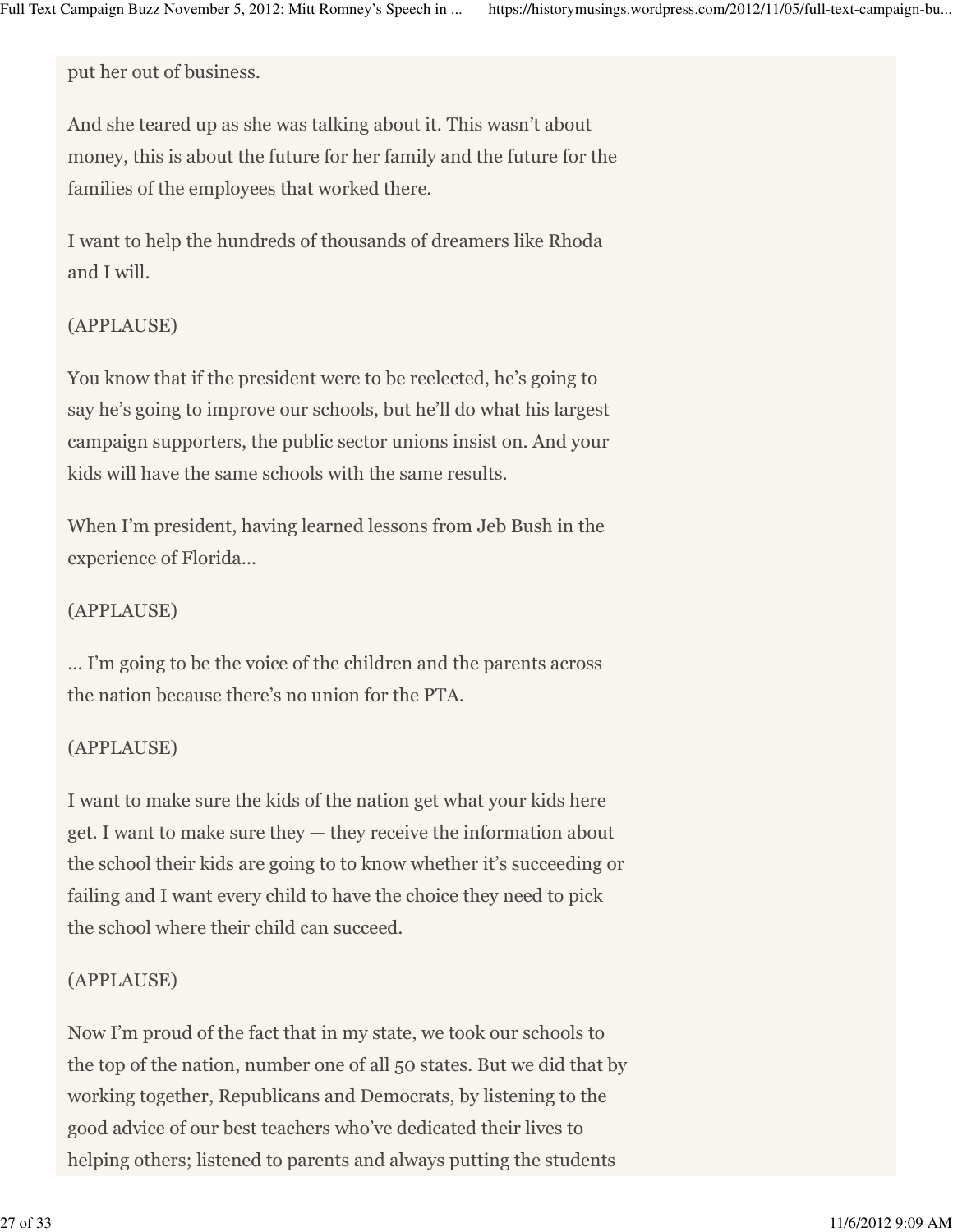put her out of business.

And she teared up as she was talking about it. This wasn't about money, this is about the future for her family and the future for the families of the employees that worked there.

I want to help the hundreds of thousands of dreamers like Rhoda and I will.

(APPLAUSE)

You know that if the president were to be reelected, he's going to say he's going to improve our schools, but he'll do what his largest campaign supporters, the public sector unions insist on. And your kids will have the same schools with the same results.

When I'm president, having learned lessons from Jeb Bush in the experience of Florida…

(APPLAUSE)

… I'm going to be the voice of the children and the parents across the nation because there's no union for the PTA.

(APPLAUSE)

I want to make sure the kids of the nation get what your kids here get. I want to make sure they — they receive the information about the school their kids are going to to know whether it's succeeding or failing and I want every child to have the choice they need to pick the school where their child can succeed.

(APPLAUSE)

Now I'm proud of the fact that in my state, we took our schools to the top of the nation, number one of all 50 states. But we did that by working together, Republicans and Democrats, by listening to the good advice of our best teachers who've dedicated their lives to helping others; listened to parents and always putting the students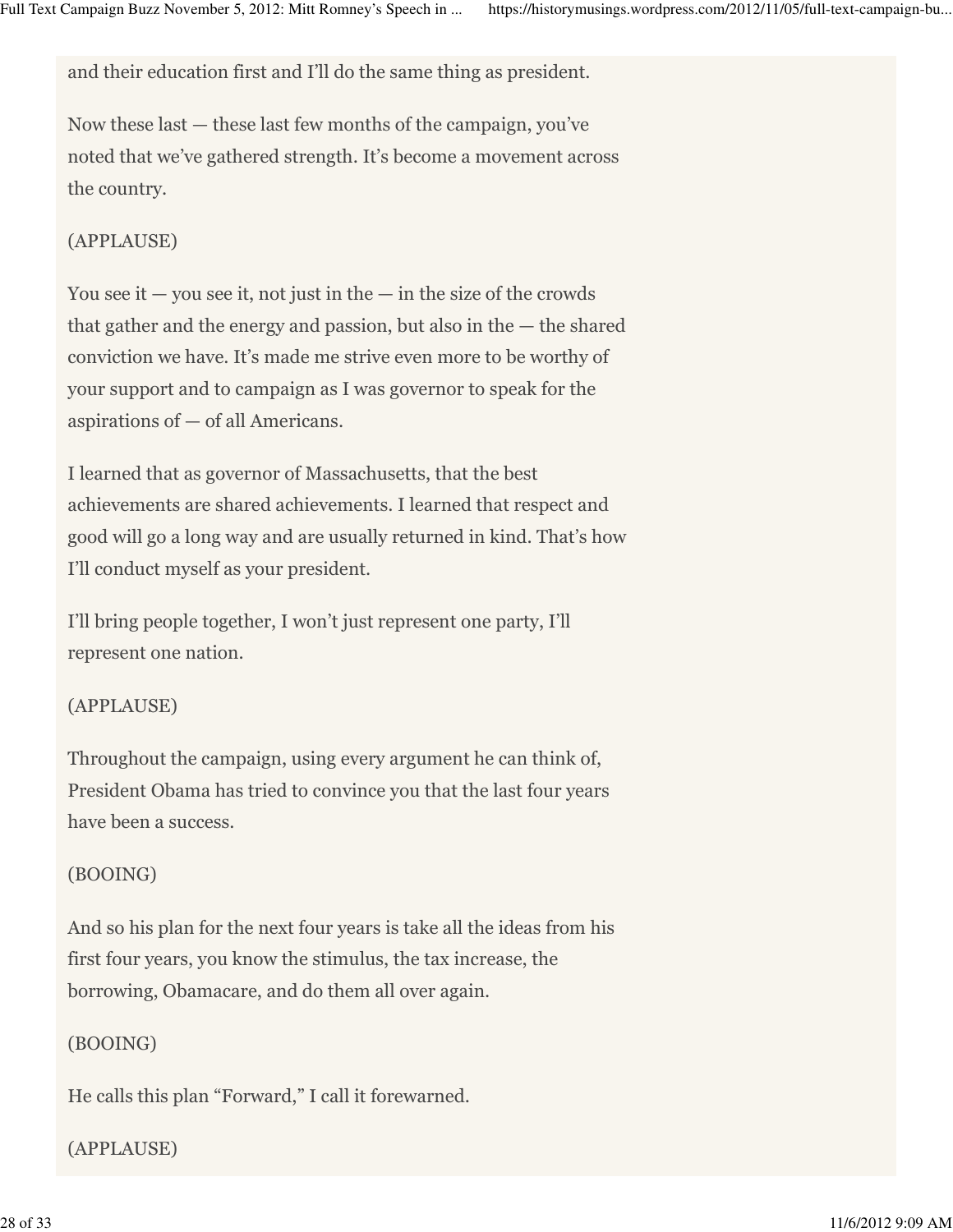and their education first and I'll do the same thing as president.

Now these last — these last few months of the campaign, you've noted that we've gathered strength. It's become a movement across the country.

(APPLAUSE)

You see it — you see it, not just in the — in the size of the crowds that gather and the energy and passion, but also in the — the shared conviction we have. It's made me strive even more to be worthy of your support and to campaign as I was governor to speak for the aspirations of — of all Americans.

I learned that as governor of Massachusetts, that the best achievements are shared achievements. I learned that respect and good will go a long way and are usually returned in kind. That's how I'll conduct myself as your president.

I'll bring people together, I won't just represent one party, I'll represent one nation.

(APPLAUSE)

Throughout the campaign, using every argument he can think of, President Obama has tried to convince you that the last four years have been a success.

(BOOING)

And so his plan for the next four years is take all the ideas from his first four years, you know the stimulus, the tax increase, the borrowing, Obamacare, and do them all over again.

(BOOING)

He calls this plan "Forward," I call it forewarned.

(APPLAUSE)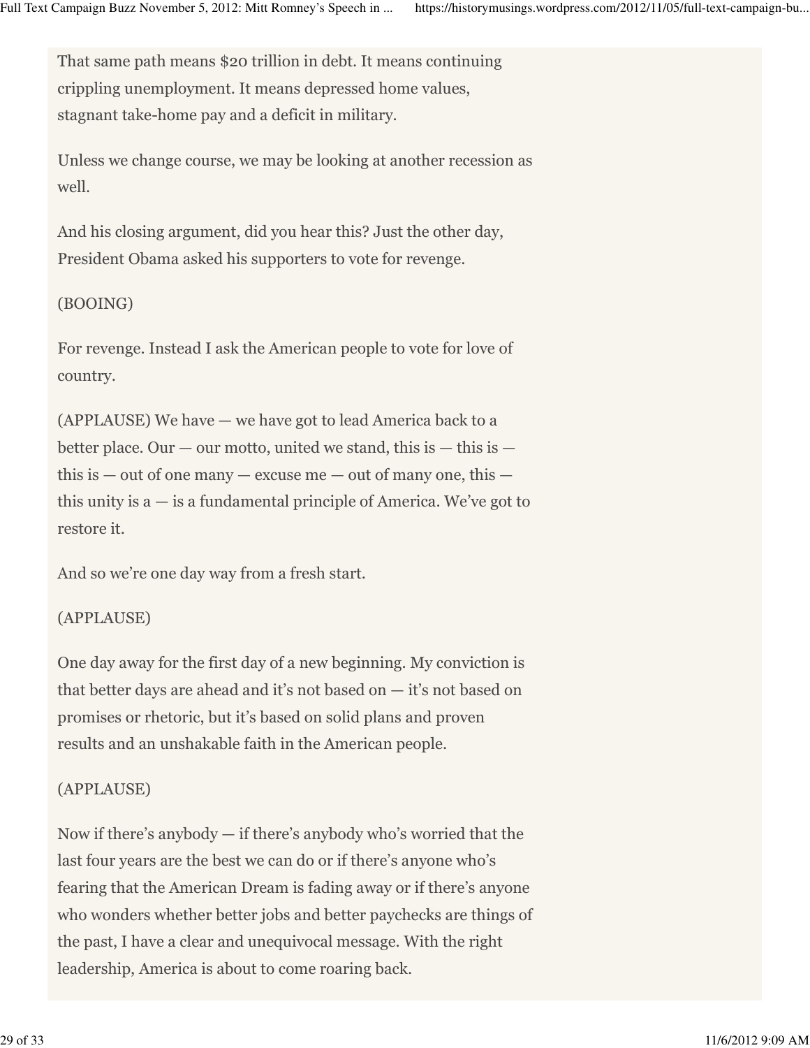That same path means $20 trillion in debt. It means continuing crippling unemployment. It means depressed home values, stagnant take-home pay and a deficit in military.

Unless we change course, we may be looking at another recession as well.

And his closing argument, did you hear this? Just the other day, President Obama asked his supporters to vote for revenge.

(BOOING)

For revenge. Instead I ask the American people to vote for love of country.

(APPLAUSE) We have — we have got to lead America back to a better place. Our — our motto, united we stand, this is — this is — this is — out of one many — excuse me — out of many one, this — this unity is a — is a fundamental principle of America. We've got to restore it.

And so we're one day way from a fresh start.

(APPLAUSE)

One day away for the first day of a new beginning. My conviction is that better days are ahead and it's not based on — it's not based on promises or rhetoric, but it's based on solid plans and proven results and an unshakable faith in the American people.

(APPLAUSE)

Now if there's anybody — if there's anybody who's worried that the last four years are the best we can do or if there's anyone who's fearing that the American Dream is fading away or if there's anyone who wonders whether better jobs and better paychecks are things of the past, I have a clear and unequivocal message. With the right leadership, America is about to come roaring back.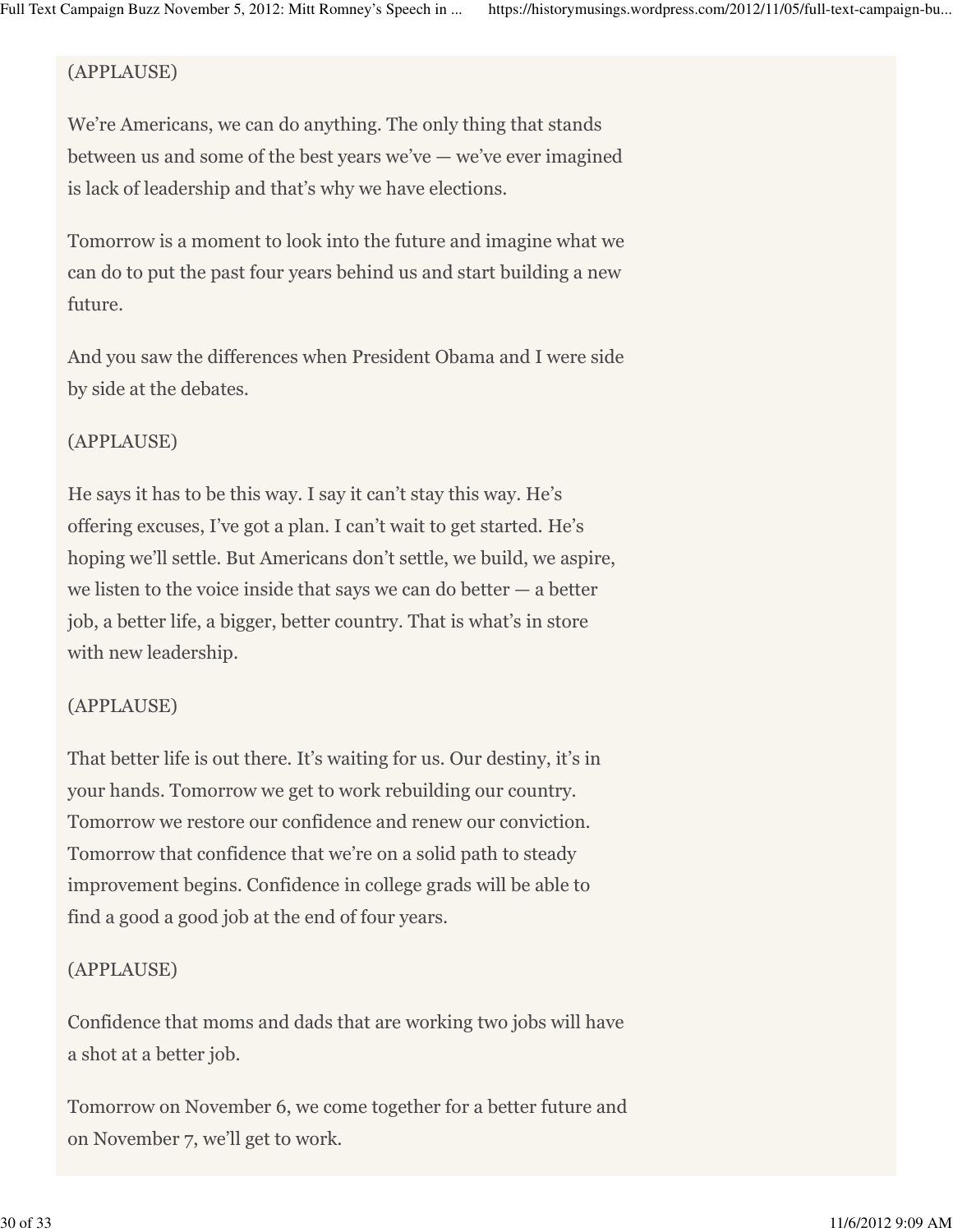(APPLAUSE)

We're Americans, we can do anything. The only thing that stands between us and some of the best years we've — we've ever imagined is lack of leadership and that's why we have elections.

Tomorrow is a moment to look into the future and imagine what we can do to put the past four years behind us and start building a new future.

And you saw the differences when President Obama and I were side by side at the debates.

(APPLAUSE)

He says it has to be this way. I say it can't stay this way. He's offering excuses, I've got a plan. I can't wait to get started. He's hoping we'll settle. But Americans don't settle, we build, we aspire, we listen to the voice inside that says we can do better — a better job, a better life, a bigger, better country. That is what's in store with new leadership.

(APPLAUSE)

That better life is out there. It's waiting for us. Our destiny, it's in your hands. Tomorrow we get to work rebuilding our country. Tomorrow we restore our confidence and renew our conviction. Tomorrow that confidence that we're on a solid path to steady improvement begins. Confidence in college grads will be able to find a good a good job at the end of four years.

(APPLAUSE)

Confidence that moms and dads that are working two jobs will have a shot at a better job.

Tomorrow on November 6, we come together for a better future and on November 7, we'll get to work.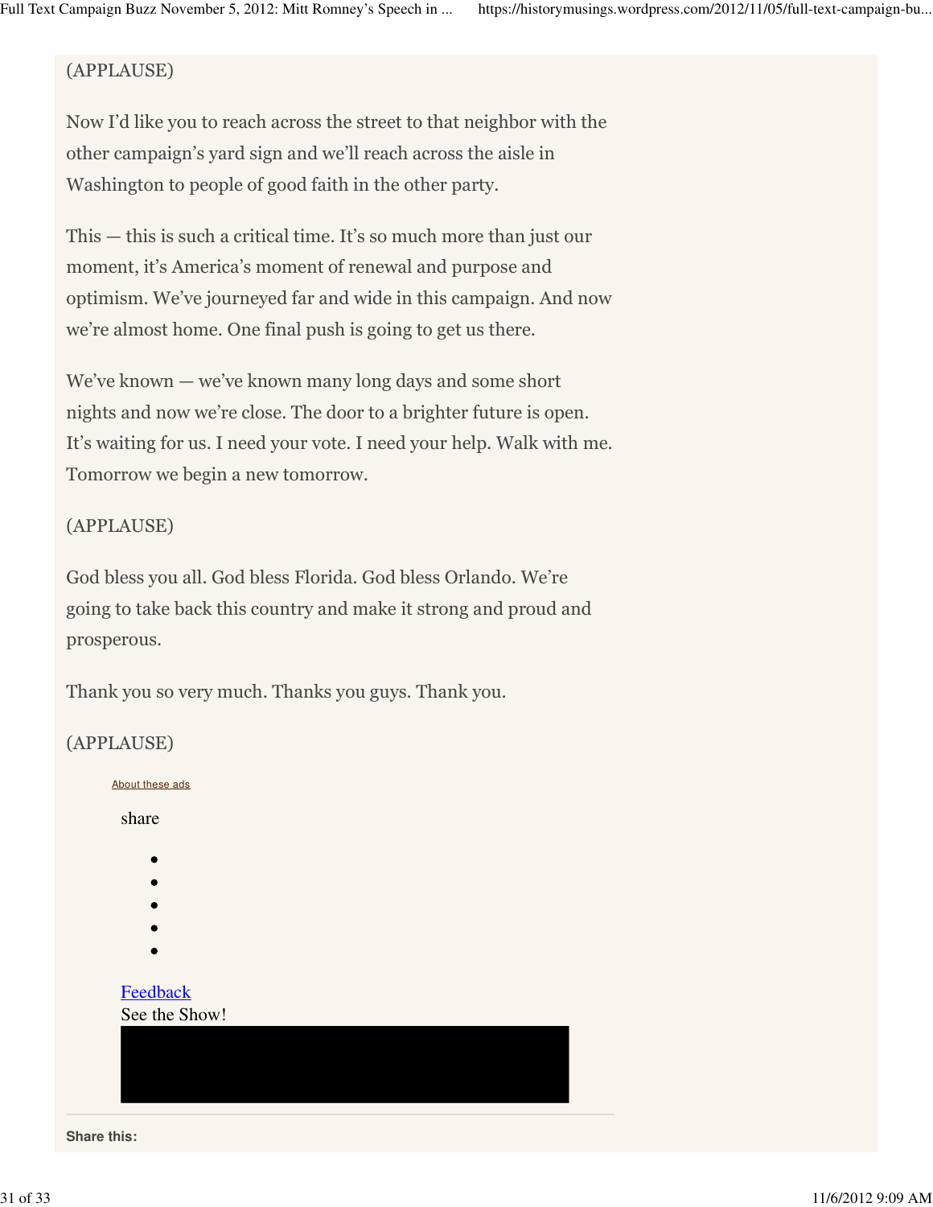(APPLAUSE)

Now I'd like you to reach across the street to that neighbor with the other campaign's yard sign and we'll reach across the aisle in Washington to people of good faith in the other party.

This — this is such a critical time. It's so much more than just our moment, it's America's moment of renewal and purpose and optimism. We've journeyed far and wide in this campaign. And now we're almost home. One final push is going to get us there.

We've known — we've known many long days and some short nights and now we're close. The door to a brighter future is open. It's waiting for us. I need your vote. I need your help. Walk with me. Tomorrow we begin a new tomorrow.

(APPLAUSE)

God bless you all. God bless Florida. God bless Orlando. We're going to take back this country and make it strong and proud and prosperous.

Thank you so very much. Thanks you guys. Thank you.

(APPLAUSE)

About these ads

share

Feedback

See the Show!

**Share this:**